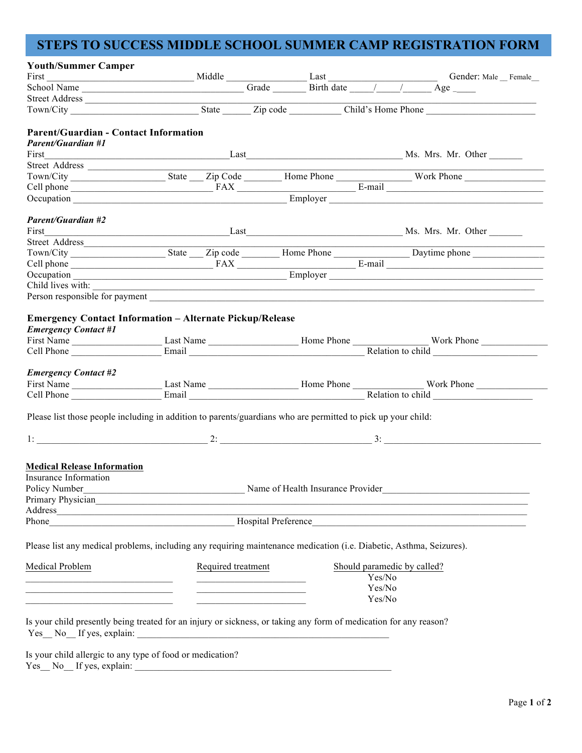# STEPS TO SUCCESS MIDDLE SCHOOL SUMMER CAMP REGISTRATION FORM

**Youth/Summer Camper**

First ______________________________ Middle _______________ Last _____________________ Gender: Male __ Female__

School Name ______________________________ Grade _______ Birth date _____/_____/______ Age _____

Street Address ______________________________________________________________________________

Town/City __________________________ State ______ Zip code __________ Child's Home Phone _____________________

**Parent/Guardian - Contact Information**

***Parent/Guardian #1***

First__________________________________Last______________________________ Ms. Mrs. Mr. Other _______

Street Address _______________________________________________________________________________

Town/City __________________ State ___ Zip Code _______ Home Phone ______________ Work Phone ________________

Cell phone __________________________ FAX ______________________ E-mail ______________________________

Occupation _______________________________________ Employer ________________________________________

***Parent/Guardian #2***

First__________________________________Last______________________________ Ms. Mrs. Mr. Other _______

Street Address_______________________________________________________________________________

Town/City __________________ State ___ Zip code _______ Home Phone ______________ Daytime phone ______________

Cell phone __________________________ FAX ______________________ E-mail ______________________________

Occupation _______________________________________ Employer ________________________________________

Child lives with: _____________________________________________________________________________

Person responsible for payment __________________________________________________________________

**Emergency Contact Information – Alternate Pickup/Release**

***Emergency Contact #1***

First Name _________________ Last Name _________________ Home Phone _______________ Work Phone _____________

Cell Phone _________________ Email _________________________________ Relation to child _____________________

***Emergency Contact #2***

First Name _________________ Last Name _________________ Home Phone ______________ Work Phone _______________

Cell Phone _________________ Email _________________________________ Relation to child ____________________

Please list those people including in addition to parents/guardians who are permitted to pick up your child:

1: _________________________________ 2: _____________________________ 3: ________________________________

**Medical Release Information**

Insurance Information

Policy Number_______________________________ Name of Health Insurance Provider_____________________________

Primary Physician______________________________________________________________________________

Address______________________________________________________________________________________

Phone____________________________________ Hospital Preference__________________________________________

Please list any medical problems, including any requiring maintenance medication (i.e. Diabetic, Asthma, Seizures).

| Medical Problem | Required treatment | Should paramedic by called? |
|---|---|---|
| ______________________________ | ______________________ | Yes/No |
| ______________________________ | ______________________ | Yes/No |
| ______________________________ | ______________________ | Yes/No |

Is your child presently being treated for an injury or sickness, or taking any form of medication for any reason?

Yes__ No__ If yes, explain: ___________________________________________________

Is your child allergic to any type of food or medication?

Yes__ No__ If yes, explain: ___________________________________________________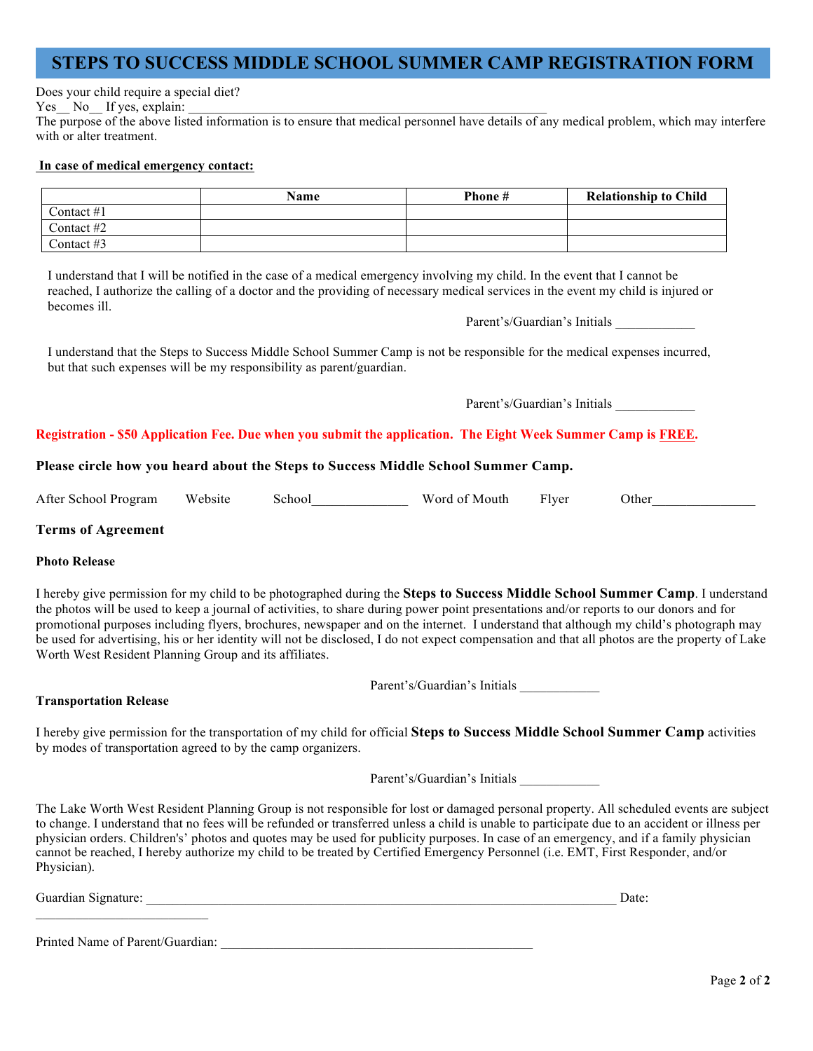# STEPS TO SUCCESS MIDDLE SCHOOL SUMMER CAMP REGISTRATION FORM

Does your child require a special diet?
Yes__ No__ If yes, explain: ___________________________________________________

The purpose of the above listed information is to ensure that medical personnel have details of any medical problem, which may interfere with or alter treatment.

**In case of medical emergency contact:**

| | Name | Phone # | Relationship to Child |
|---|---|---|---|
| Contact #1 | | | |
| Contact #2 | | | |
| Contact #3 | | | |

I understand that I will be notified in the case of a medical emergency involving my child. In the event that I cannot be reached, I authorize the calling of a doctor and the providing of necessary medical services in the event my child is injured or becomes ill.

Parent's/Guardian's Initials ____________

I understand that the Steps to Success Middle School Summer Camp is not be responsible for the medical expenses incurred, but that such expenses will be my responsibility as parent/guardian.

Parent's/Guardian's Initials ____________

**Registration - $50 Application Fee. Due when you submit the application. The Eight Week Summer Camp is FREE.**

**Please circle how you heard about the Steps to Success Middle School Summer Camp.**

After School Program  Website  School______________  Word of Mouth  Flyer  Other_______________

**Terms of Agreement**

**Photo Release**

I hereby give permission for my child to be photographed during the **Steps to Success Middle School Summer Camp**. I understand the photos will be used to keep a journal of activities, to share during power point presentations and/or reports to our donors and for promotional purposes including flyers, brochures, newspaper and on the internet. I understand that although my child's photograph may be used for advertising, his or her identity will not be disclosed, I do not expect compensation and that all photos are the property of Lake Worth West Resident Planning Group and its affiliates.

Parent's/Guardian's Initials ____________

**Transportation Release**

I hereby give permission for the transportation of my child for official **Steps to Success Middle School Summer Camp** activities by modes of transportation agreed to by the camp organizers.

Parent's/Guardian's Initials ____________

The Lake Worth West Resident Planning Group is not responsible for lost or damaged personal property. All scheduled events are subject to change. I understand that no fees will be refunded or transferred unless a child is unable to participate due to an accident or illness per physician orders. Childrens' photos and quotes may be used for publicity purposes. In case of an emergency, and if a family physician cannot be reached, I hereby authorize my child to be treated by Certified Emergency Personnel (i.e. EMT, First Responder, and/or Physician).

Guardian Signature: ______________________________________________________________________ Date: __________________________

Printed Name of Parent/Guardian: _________________________________________________